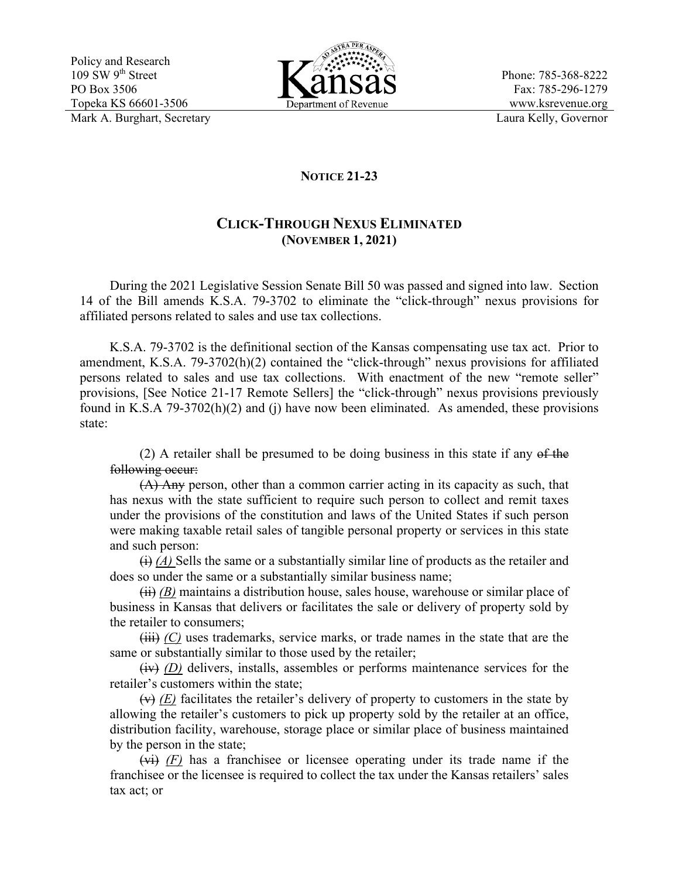Policy and Research
109 SW 9th Street
PO Box 3506
Topeka KS 66601-3506
Mark A. Burghart, Secretary

Kansas Department of Revenue

Phone: 785-368-8222
Fax: 785-296-1279
www.ksrevenue.org
Laura Kelly, Governor

## NOTICE 21-23

## CLICK-THROUGH NEXUS ELIMINATED
**(NOVEMBER 1, 2021)**

During the 2021 Legislative Session Senate Bill 50 was passed and signed into law. Section 14 of the Bill amends K.S.A. 79-3702 to eliminate the "click-through" nexus provisions for affiliated persons related to sales and use tax collections.

K.S.A. 79-3702 is the definitional section of the Kansas compensating use tax act. Prior to amendment, K.S.A. 79-3702(h)(2) contained the "click-through" nexus provisions for affiliated persons related to sales and use tax collections. With enactment of the new "remote seller" provisions, [See Notice 21-17 Remote Sellers] the "click-through" nexus provisions previously found in K.S.A 79-3702(h)(2) and (j) have now been eliminated. As amended, these provisions state:

> (2) A retailer shall be presumed to be doing business in this state if any ~~of the following occur:~~
>
> ~~(A) Any~~ person, other than a common carrier acting in its capacity as such, that has nexus with the state sufficient to require such person to collect and remit taxes under the provisions of the constitution and laws of the United States if such person were making taxable retail sales of tangible personal property or services in this state and such person:
>
> ~~(i)~~ *(A)* Sells the same or a substantially similar line of products as the retailer and does so under the same or a substantially similar business name;
>
> ~~(ii)~~ *(B)* maintains a distribution house, sales house, warehouse or similar place of business in Kansas that delivers or facilitates the sale or delivery of property sold by the retailer to consumers;
>
> ~~(iii)~~ *(C)* uses trademarks, service marks, or trade names in the state that are the same or substantially similar to those used by the retailer;
>
> ~~(iv)~~ *(D)* delivers, installs, assembles or performs maintenance services for the retailer's customers within the state;
>
> ~~(v)~~ *(E)* facilitates the retailer's delivery of property to customers in the state by allowing the retailer's customers to pick up property sold by the retailer at an office, distribution facility, warehouse, storage place or similar place of business maintained by the person in the state;
>
> ~~(vi)~~ *(F)* has a franchisee or licensee operating under its trade name if the franchisee or the licensee is required to collect the tax under the Kansas retailers' sales tax act; or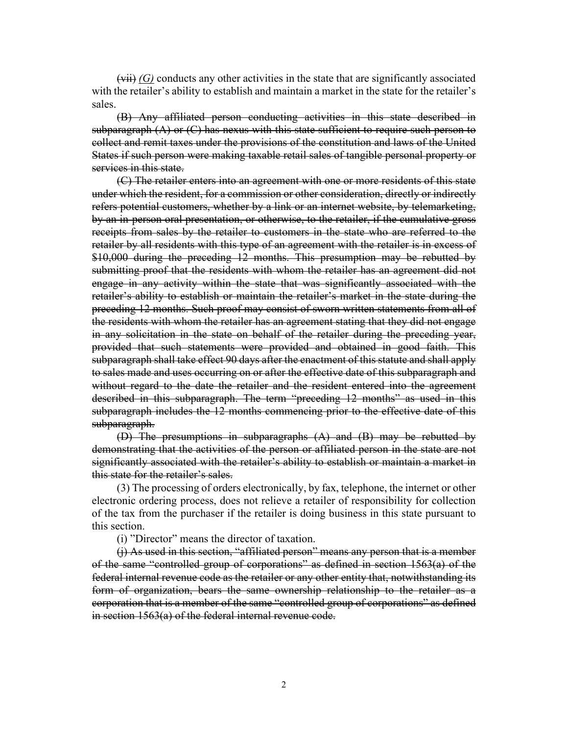~~(vii)~~ *(G)* conducts any other activities in the state that are significantly associated with the retailer's ability to establish and maintain a market in the state for the retailer's sales.

~~(B) Any affiliated person conducting activities in this state described in subparagraph (A) or (C) has nexus with this state sufficient to require such person to collect and remit taxes under the provisions of the constitution and laws of the United States if such person were making taxable retail sales of tangible personal property or services in this state.~~

~~(C) The retailer enters into an agreement with one or more residents of this state under which the resident, for a commission or other consideration, directly or indirectly refers potential customers, whether by a link or an internet website, by telemarketing, by an in-person oral presentation, or otherwise, to the retailer, if the cumulative gross receipts from sales by the retailer to customers in the state who are referred to the retailer by all residents with this type of an agreement with the retailer is in excess of $10,000 during the preceding 12 months. This presumption may be rebutted by submitting proof that the residents with whom the retailer has an agreement did not engage in any activity within the state that was significantly associated with the retailer's ability to establish or maintain the retailer's market in the state during the preceding 12 months. Such proof may consist of sworn written statements from all of the residents with whom the retailer has an agreement stating that they did not engage in any solicitation in the state on behalf of the retailer during the preceding year, provided that such statements were provided and obtained in good faith. This subparagraph shall take effect 90 days after the enactment of this statute and shall apply to sales made and uses occurring on or after the effective date of this subparagraph and without regard to the date the retailer and the resident entered into the agreement described in this subparagraph. The term "preceding 12 months" as used in this subparagraph includes the 12 months commencing prior to the effective date of this subparagraph.~~

~~(D) The presumptions in subparagraphs (A) and (B) may be rebutted by demonstrating that the activities of the person or affiliated person in the state are not significantly associated with the retailer's ability to establish or maintain a market in this state for the retailer's sales.~~

(3) The processing of orders electronically, by fax, telephone, the internet or other electronic ordering process, does not relieve a retailer of responsibility for collection of the tax from the purchaser if the retailer is doing business in this state pursuant to this section.

(i) "Director" means the director of taxation.

~~(j) As used in this section, "affiliated person" means any person that is a member of the same "controlled group of corporations" as defined in section 1563(a) of the federal internal revenue code as the retailer or any other entity that, notwithstanding its form of organization, bears the same ownership relationship to the retailer as a corporation that is a member of the same "controlled group of corporations" as defined in section 1563(a) of the federal internal revenue code.~~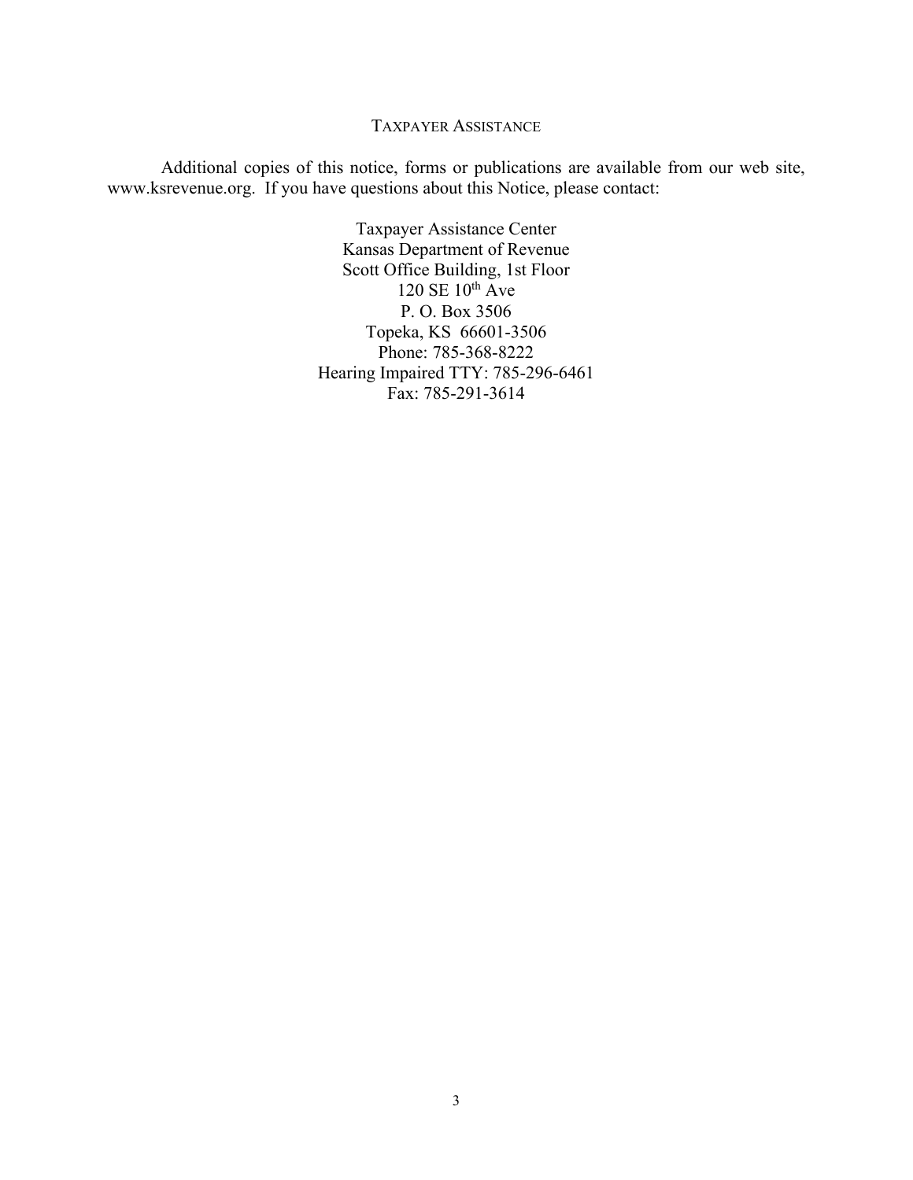## TAXPAYER ASSISTANCE

Additional copies of this notice, forms or publications are available from our web site, www.ksrevenue.org. If you have questions about this Notice, please contact:

Taxpayer Assistance Center
Kansas Department of Revenue
Scott Office Building, 1st Floor
120 SE 10th Ave
P. O. Box 3506
Topeka, KS 66601-3506
Phone: 785-368-8222
Hearing Impaired TTY: 785-296-6461
Fax: 785-291-3614